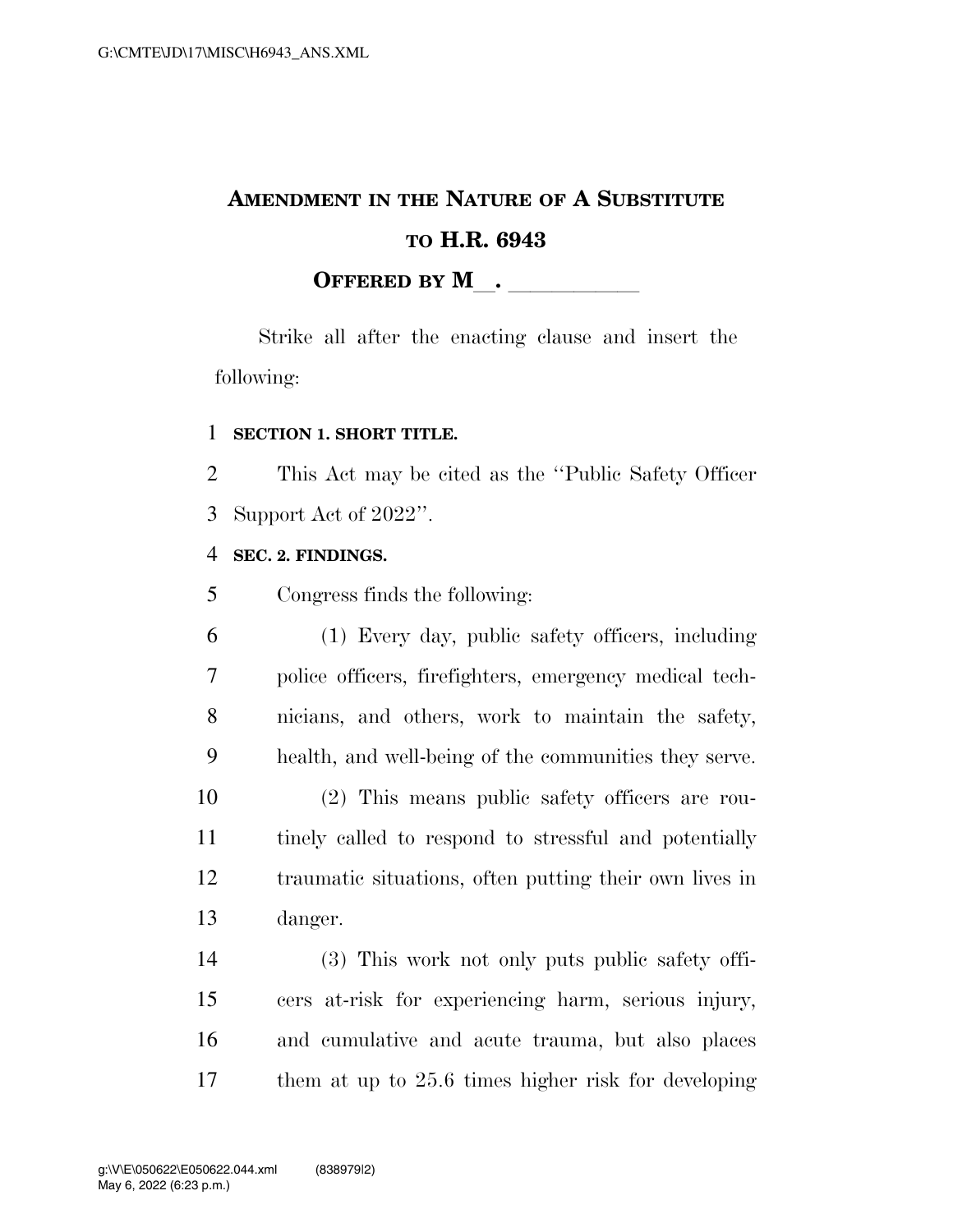# AMENDMENT IN THE NATURE OF A SUBSTITUTE TO H.R. 6943

**OFFERED BY M\_\_. \_\_\_\_\_\_\_\_\_\_\_\_**

Strike all after the enacting clause and insert the following:

**SECTION 1. SHORT TITLE.**

This Act may be cited as the ''Public Safety Officer Support Act of 2022''.

**SEC. 2. FINDINGS.**

Congress finds the following:

(1) Every day, public safety officers, including police officers, firefighters, emergency medical technicians, and others, work to maintain the safety, health, and well-being of the communities they serve.

(2) This means public safety officers are routinely called to respond to stressful and potentially traumatic situations, often putting their own lives in danger.

(3) This work not only puts public safety officers at-risk for experiencing harm, serious injury, and cumulative and acute trauma, but also places them at up to 25.6 times higher risk for developing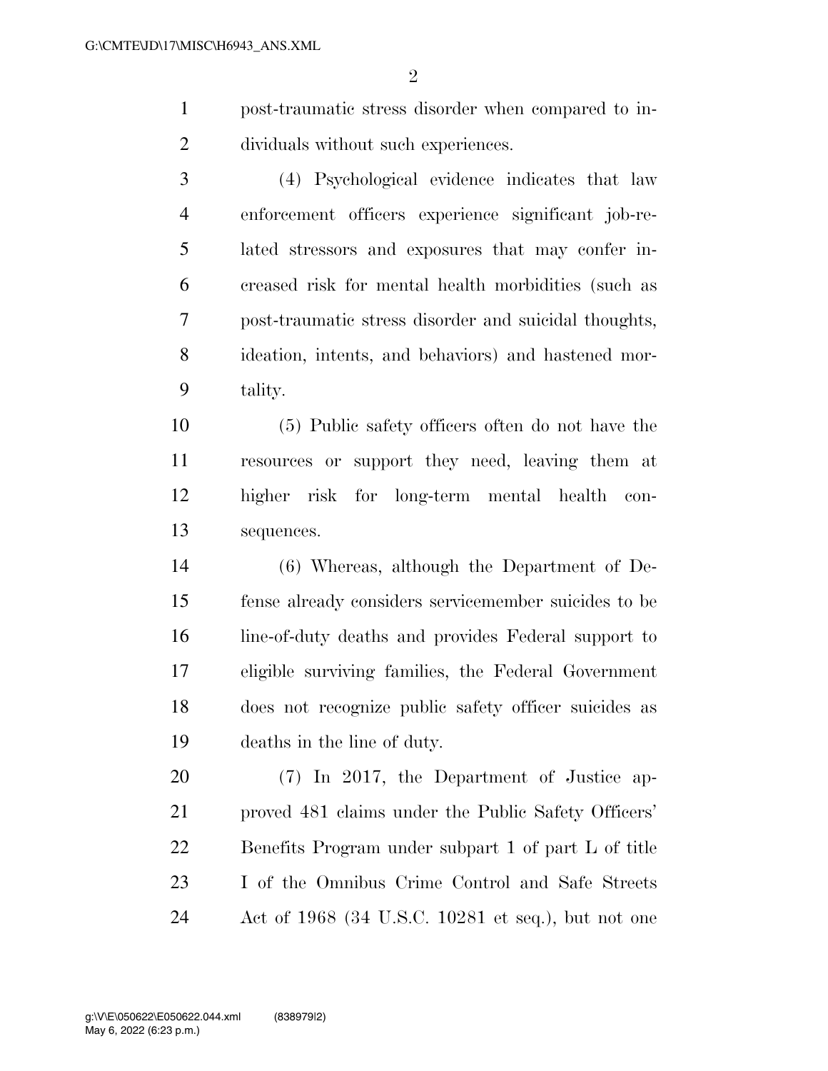post-traumatic stress disorder when compared to individuals without such experiences.

(4) Psychological evidence indicates that law enforcement officers experience significant job-related stressors and exposures that may confer increased risk for mental health morbidities (such as post-traumatic stress disorder and suicidal thoughts, ideation, intents, and behaviors) and hastened mortality.

(5) Public safety officers often do not have the resources or support they need, leaving them at higher risk for long-term mental health consequences.

(6) Whereas, although the Department of Defense already considers servicemember suicides to be line-of-duty deaths and provides Federal support to eligible surviving families, the Federal Government does not recognize public safety officer suicides as deaths in the line of duty.

(7) In 2017, the Department of Justice approved 481 claims under the Public Safety Officers' Benefits Program under subpart 1 of part L of title I of the Omnibus Crime Control and Safe Streets Act of 1968 (34 U.S.C. 10281 et seq.), but not one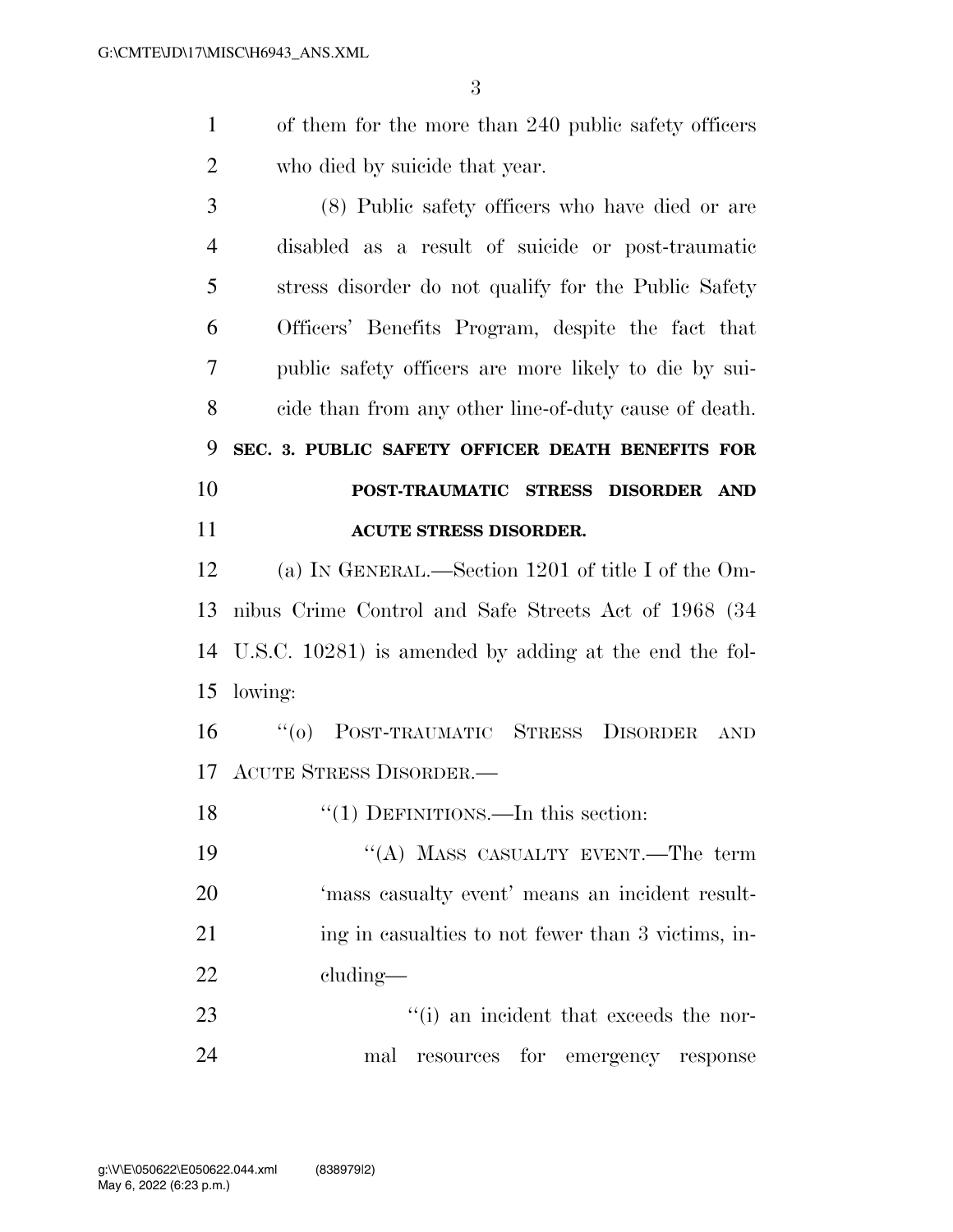of them for the more than 240 public safety officers who died by suicide that year.

(8) Public safety officers who have died or are disabled as a result of suicide or post-traumatic stress disorder do not qualify for the Public Safety Officers' Benefits Program, despite the fact that public safety officers are more likely to die by suicide than from any other line-of-duty cause of death.

## SEC. 3. PUBLIC SAFETY OFFICER DEATH BENEFITS FOR POST-TRAUMATIC STRESS DISORDER AND ACUTE STRESS DISORDER.

(a) IN GENERAL.—Section 1201 of title I of the Omnibus Crime Control and Safe Streets Act of 1968 (34 U.S.C. 10281) is amended by adding at the end the following:

"(o) POST-TRAUMATIC STRESS DISORDER AND ACUTE STRESS DISORDER.—

"(1) DEFINITIONS.—In this section:

"(A) MASS CASUALTY EVENT.—The term 'mass casualty event' means an incident resulting in casualties to not fewer than 3 victims, including—

"(i) an incident that exceeds the normal resources for emergency response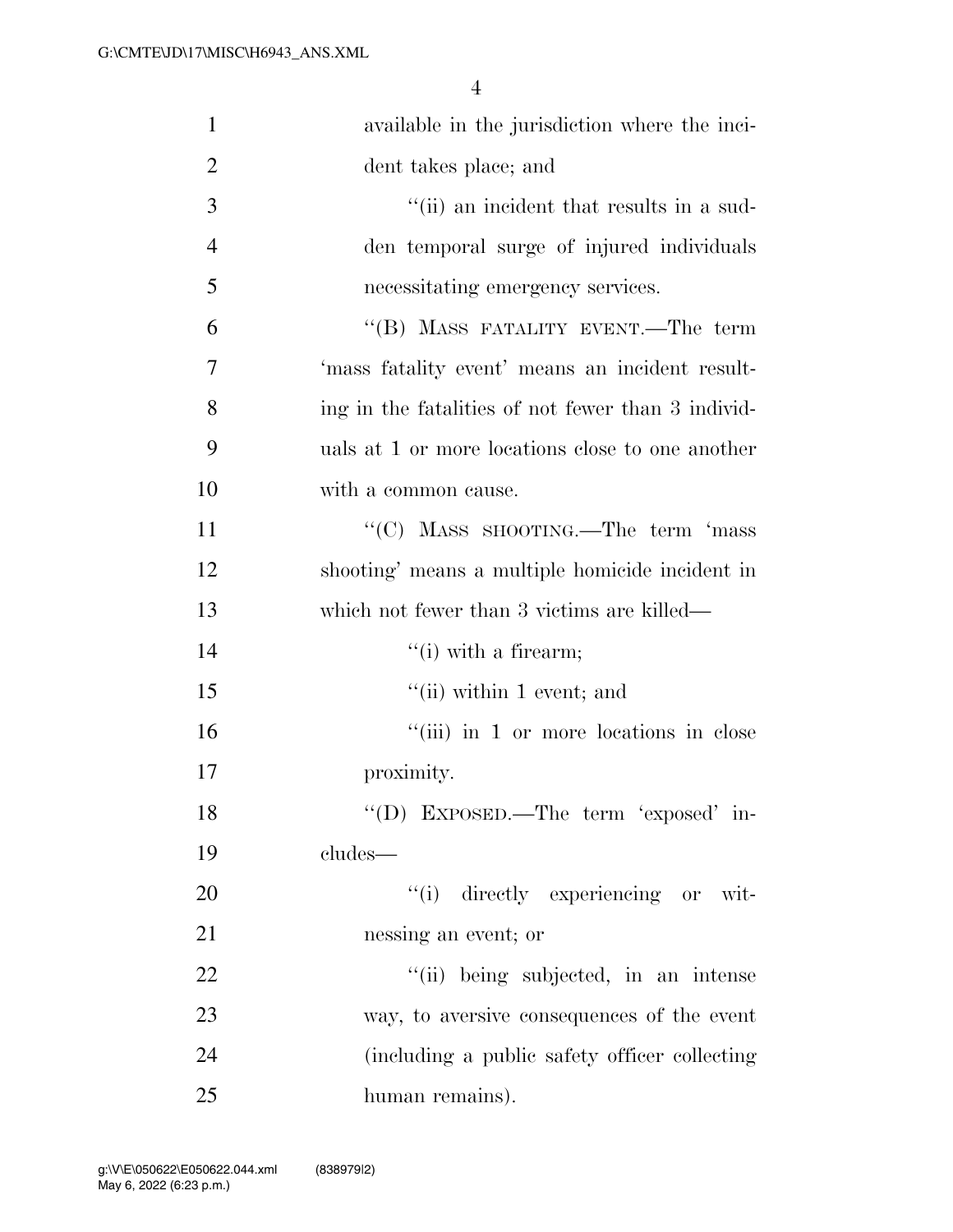available in the jurisdiction where the incident takes place; and

''(ii) an incident that results in a sudden temporal surge of injured individuals necessitating emergency services.

''(B) MASS FATALITY EVENT.—The term 'mass fatality event' means an incident resulting in the fatalities of not fewer than 3 individuals at 1 or more locations close to one another with a common cause.

''(C) MASS SHOOTING.—The term 'mass shooting' means a multiple homicide incident in which not fewer than 3 victims are killed—

''(i) with a firearm;

''(ii) within 1 event; and

''(iii) in 1 or more locations in close proximity.

''(D) EXPOSED.—The term 'exposed' includes—

''(i) directly experiencing or witnessing an event; or

''(ii) being subjected, in an intense way, to aversive consequences of the event (including a public safety officer collecting human remains).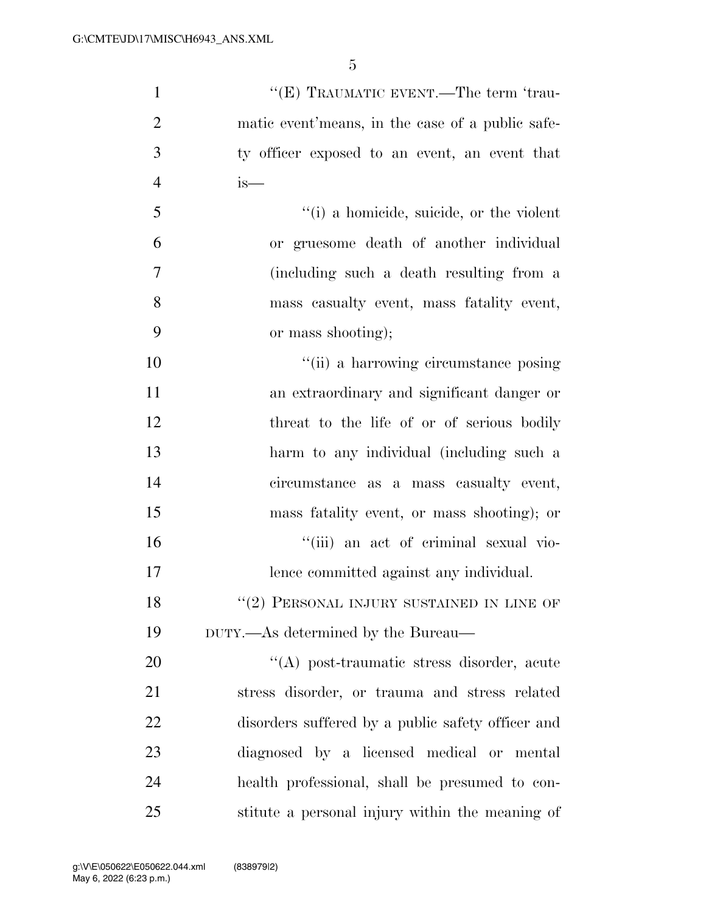"(E) TRAUMATIC EVENT.—The term 'traumatic event'means, in the case of a public safety officer exposed to an event, an event that is—

"(i) a homicide, suicide, or the violent or gruesome death of another individual (including such a death resulting from a mass casualty event, mass fatality event, or mass shooting);

"(ii) a harrowing circumstance posing an extraordinary and significant danger or threat to the life of or of serious bodily harm to any individual (including such a circumstance as a mass casualty event, mass fatality event, or mass shooting); or

"(iii) an act of criminal sexual violence committed against any individual.

"(2) PERSONAL INJURY SUSTAINED IN LINE OF DUTY.—As determined by the Bureau—

"(A) post-traumatic stress disorder, acute stress disorder, or trauma and stress related disorders suffered by a public safety officer and diagnosed by a licensed medical or mental health professional, shall be presumed to constitute a personal injury within the meaning of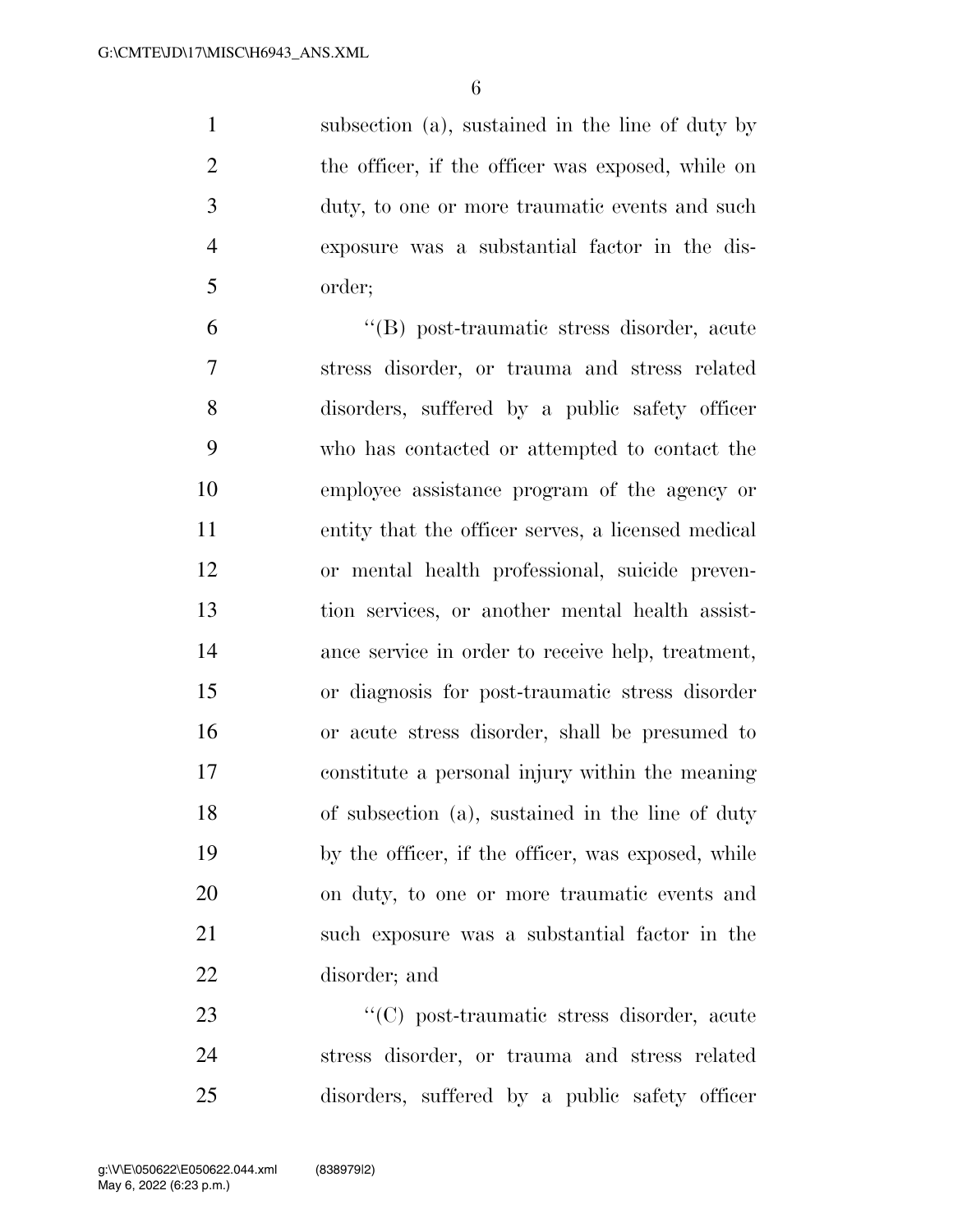subsection (a), sustained in the line of duty by the officer, if the officer was exposed, while on duty, to one or more traumatic events and such exposure was a substantial factor in the disorder;

"(B) post-traumatic stress disorder, acute stress disorder, or trauma and stress related disorders, suffered by a public safety officer who has contacted or attempted to contact the employee assistance program of the agency or entity that the officer serves, a licensed medical or mental health professional, suicide prevention services, or another mental health assistance service in order to receive help, treatment, or diagnosis for post-traumatic stress disorder or acute stress disorder, shall be presumed to constitute a personal injury within the meaning of subsection (a), sustained in the line of duty by the officer, if the officer, was exposed, while on duty, to one or more traumatic events and such exposure was a substantial factor in the disorder; and

"(C) post-traumatic stress disorder, acute stress disorder, or trauma and stress related disorders, suffered by a public safety officer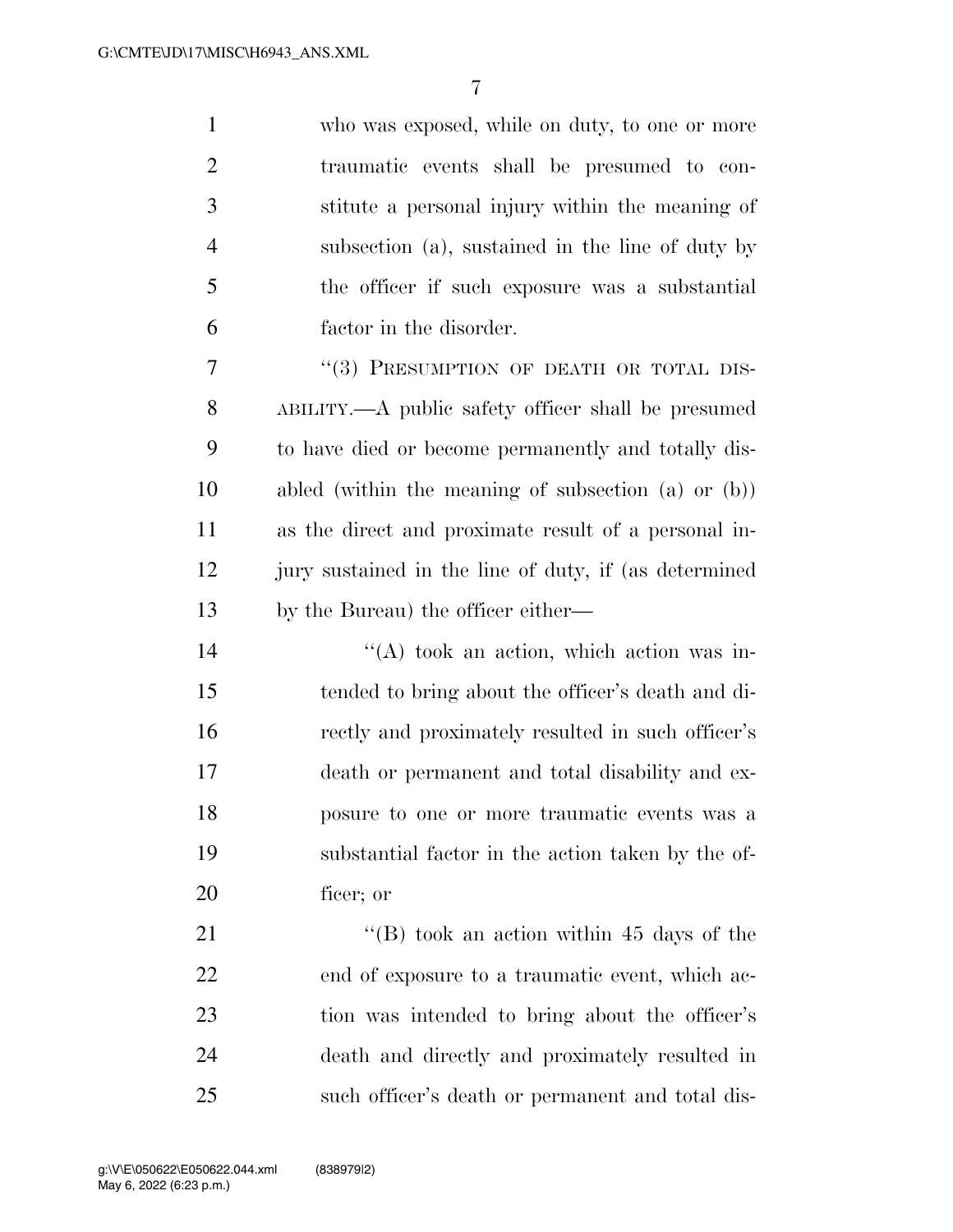who was exposed, while on duty, to one or more traumatic events shall be presumed to constitute a personal injury within the meaning of subsection (a), sustained in the line of duty by the officer if such exposure was a substantial factor in the disorder.

"(3) PRESUMPTION OF DEATH OR TOTAL DISABILITY.—A public safety officer shall be presumed to have died or become permanently and totally disabled (within the meaning of subsection (a) or (b)) as the direct and proximate result of a personal injury sustained in the line of duty, if (as determined by the Bureau) the officer either—

"(A) took an action, which action was intended to bring about the officer's death and directly and proximately resulted in such officer's death or permanent and total disability and exposure to one or more traumatic events was a substantial factor in the action taken by the officer; or

"(B) took an action within 45 days of the end of exposure to a traumatic event, which action was intended to bring about the officer's death and directly and proximately resulted in such officer's death or permanent and total dis-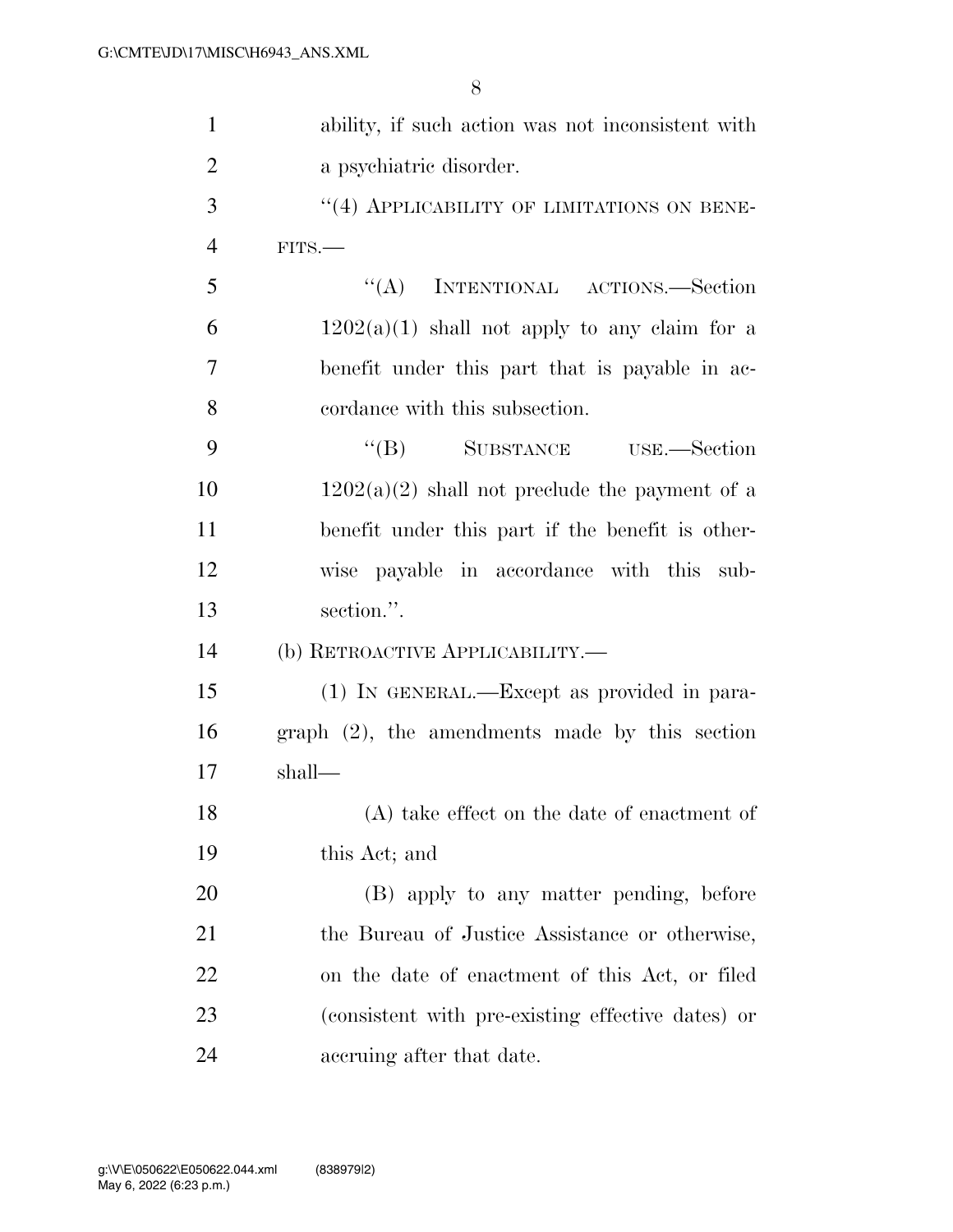ability, if such action was not inconsistent with a psychiatric disorder.

"(4) APPLICABILITY OF LIMITATIONS ON BENEFITS.—

"(A) INTENTIONAL ACTIONS.—Section 1202(a)(1) shall not apply to any claim for a benefit under this part that is payable in accordance with this subsection.

"(B) SUBSTANCE USE.—Section 1202(a)(2) shall not preclude the payment of a benefit under this part if the benefit is otherwise payable in accordance with this subsection.".

(b) RETROACTIVE APPLICABILITY.—

(1) IN GENERAL.—Except as provided in paragraph (2), the amendments made by this section shall—

(A) take effect on the date of enactment of this Act; and

(B) apply to any matter pending, before the Bureau of Justice Assistance or otherwise, on the date of enactment of this Act, or filed (consistent with pre-existing effective dates) or accruing after that date.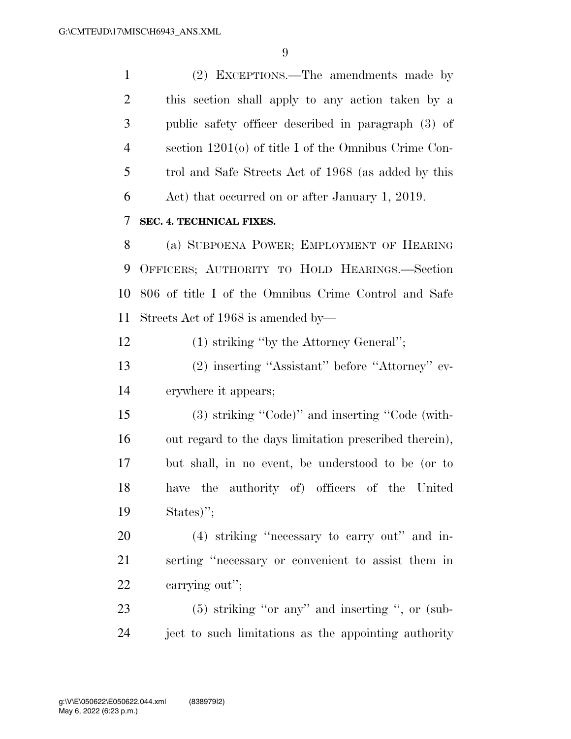(2) EXCEPTIONS.—The amendments made by this section shall apply to any action taken by a public safety officer described in paragraph (3) of section 1201(o) of title I of the Omnibus Crime Control and Safe Streets Act of 1968 (as added by this Act) that occurred on or after January 1, 2019.

**SEC. 4. TECHNICAL FIXES.**

(a) SUBPOENA POWER; EMPLOYMENT OF HEARING OFFICERS; AUTHORITY TO HOLD HEARINGS.—Section 806 of title I of the Omnibus Crime Control and Safe Streets Act of 1968 is amended by—

(1) striking ''by the Attorney General'';

(2) inserting ''Assistant'' before ''Attorney'' everywhere it appears;

(3) striking ''Code)'' and inserting ''Code (without regard to the days limitation prescribed therein), but shall, in no event, be understood to be (or to have the authority of) officers of the United States)'';

(4) striking ''necessary to carry out'' and inserting ''necessary or convenient to assist them in carrying out'';

(5) striking ''or any'' and inserting '', or (subject to such limitations as the appointing authority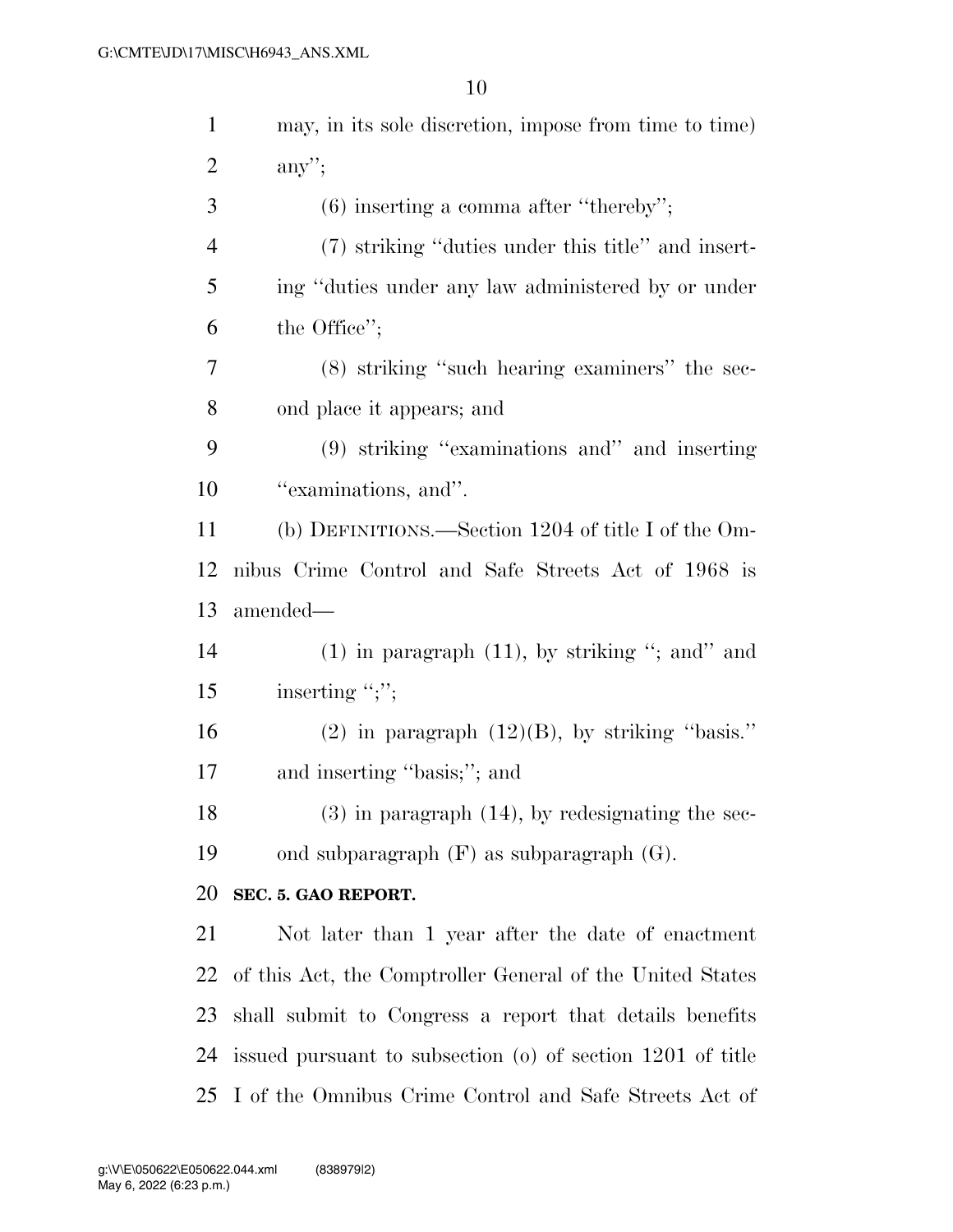may, in its sole discretion, impose from time to time) any'';

(6) inserting a comma after ''thereby'';

(7) striking ''duties under this title'' and inserting ''duties under any law administered by or under the Office'';

(8) striking ''such hearing examiners'' the second place it appears; and

(9) striking ''examinations and'' and inserting ''examinations, and''.

(b) DEFINITIONS.—Section 1204 of title I of the Omnibus Crime Control and Safe Streets Act of 1968 is amended—

(1) in paragraph (11), by striking ''; and'' and inserting '';'';

(2) in paragraph (12)(B), by striking ''basis.'' and inserting ''basis;''; and

(3) in paragraph (14), by redesignating the second subparagraph (F) as subparagraph (G).

**SEC. 5. GAO REPORT.**

Not later than 1 year after the date of enactment of this Act, the Comptroller General of the United States shall submit to Congress a report that details benefits issued pursuant to subsection (o) of section 1201 of title I of the Omnibus Crime Control and Safe Streets Act of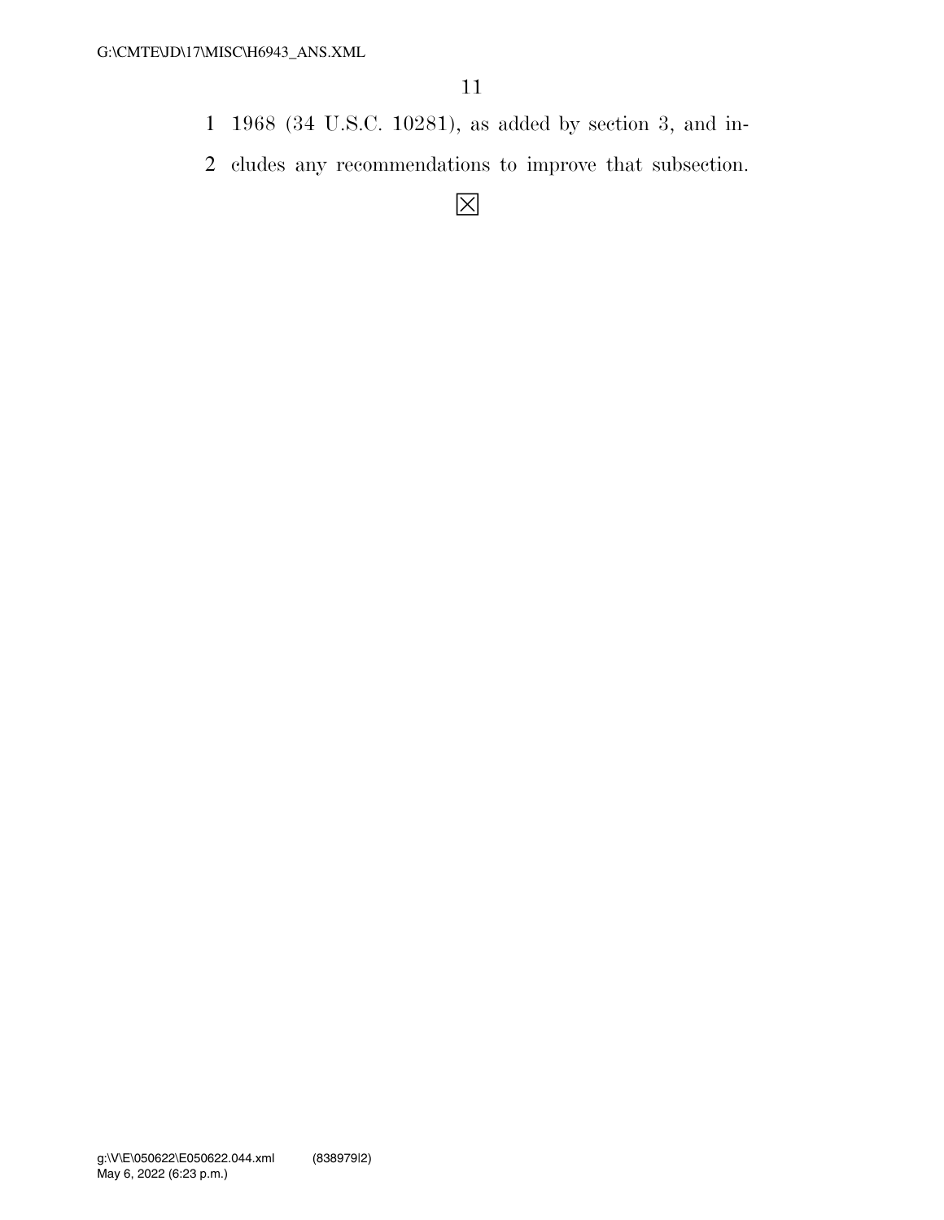1968 (34 U.S.C. 10281), as added by section 3, and includes any recommendations to improve that subsection.

☒